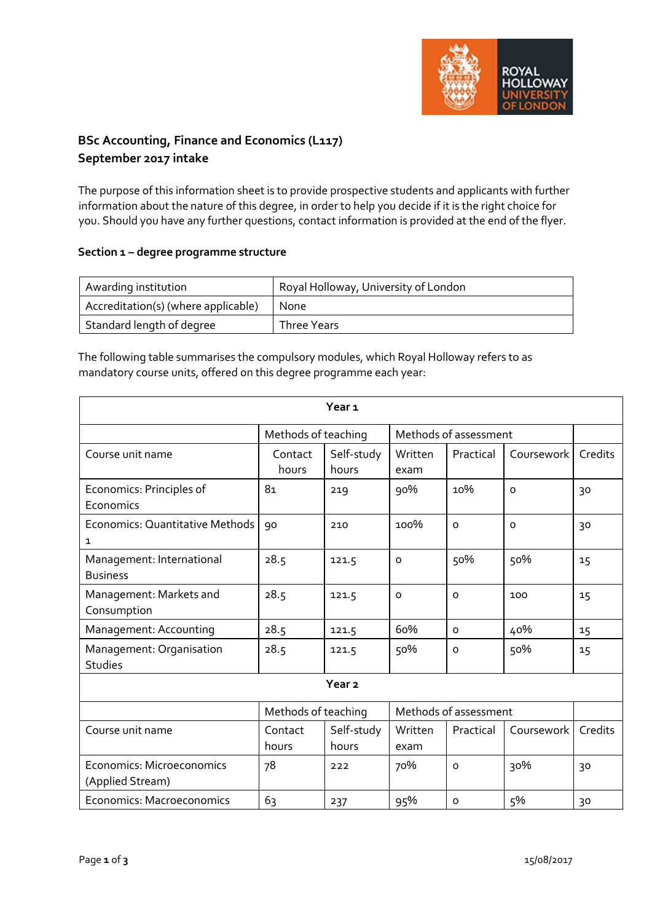**BSc Accounting, Finance and Economics (L117)**
**September 2017 intake**

The purpose of this information sheet is to provide prospective students and applicants with further information about the nature of this degree, in order to help you decide if it is the right choice for you. Should you have any further questions, contact information is provided at the end of the flyer.

**Section 1 – degree programme structure**

| Awarding institution | Royal Holloway, University of London |
|---|---|
| Accreditation(s) (where applicable) | None |
| Standard length of degree | Three Years |

The following table summarises the compulsory modules, which Royal Holloway refers to as mandatory course units, offered on this degree programme each year:

| **Year 1** | | | | | | |
|---|---|---|---|---|---|---|
| | Methods of teaching | | Methods of assessment | | | |
| Course unit name | Contact hours | Self-study hours | Written exam | Practical | Coursework | Credits |
| Economics: Principles of Economics | 81 | 219 | 90% | 10% | 0 | 30 |
| Economics: Quantitative Methods 1 | 90 | 210 | 100% | 0 | 0 | 30 |
| Management: International Business | 28.5 | 121.5 | 0 | 50% | 50% | 15 |
| Management: Markets and Consumption | 28.5 | 121.5 | 0 | 0 | 100 | 15 |
| Management: Accounting | 28.5 | 121.5 | 60% | 0 | 40% | 15 |
| Management: Organisation Studies | 28.5 | 121.5 | 50% | 0 | 50% | 15 |
| **Year 2** | | | | | | |
| | Methods of teaching | | Methods of assessment | | | |
| Course unit name | Contact hours | Self-study hours | Written exam | Practical | Coursework | Credits |
| Economics: Microeconomics (Applied Stream) | 78 | 222 | 70% | 0 | 30% | 30 |
| Economics: Macroeconomics | 63 | 237 | 95% | 0 | 5% | 30 |

15/08/2017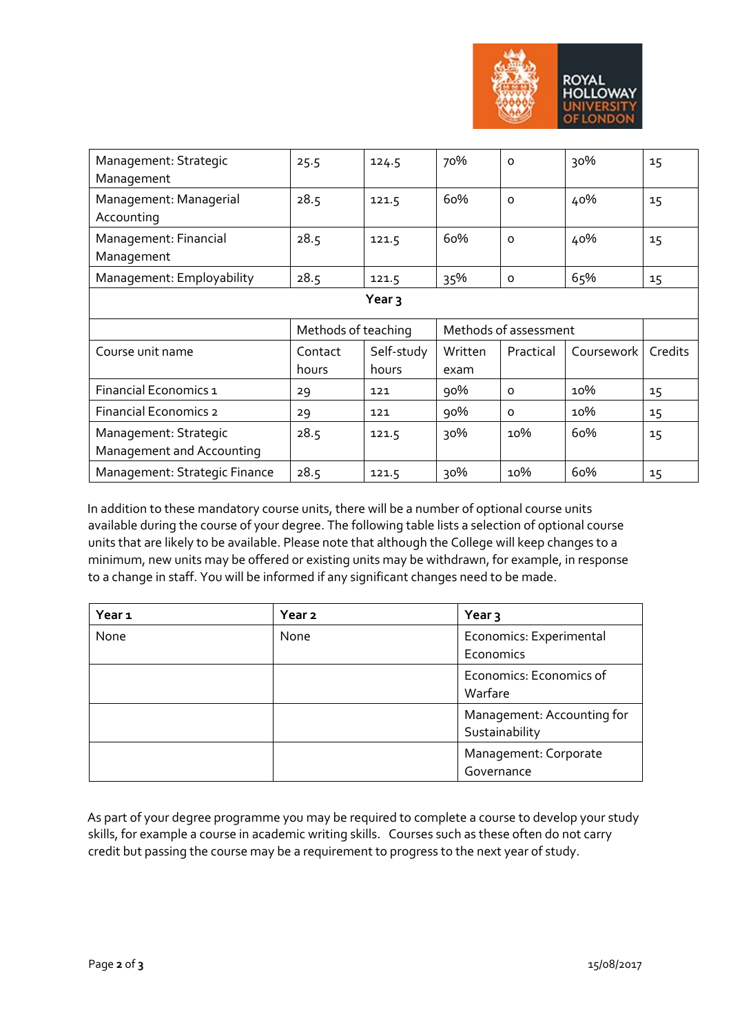| | | | | | | |
|---|---|---|---|---|---|---|
| Management: Strategic Management | 25.5 | 124.5 | 70% | 0 | 30% | 15 |
| Management: Managerial Accounting | 28.5 | 121.5 | 60% | 0 | 40% | 15 |
| Management: Financial Management | 28.5 | 121.5 | 60% | 0 | 40% | 15 |
| Management: Employability | 28.5 | 121.5 | 35% | 0 | 65% | 15 |

**Year 3**

| | Methods of teaching | | Methods of assessment | | | |
|---|---|---|---|---|---|---|
| Course unit name | Contact hours | Self-study hours | Written exam | Practical | Coursework | Credits |
| Financial Economics 1 | 29 | 121 | 90% | 0 | 10% | 15 |
| Financial Economics 2 | 29 | 121 | 90% | 0 | 10% | 15 |
| Management: Strategic Management and Accounting | 28.5 | 121.5 | 30% | 10% | 60% | 15 |
| Management: Strategic Finance | 28.5 | 121.5 | 30% | 10% | 60% | 15 |

In addition to these mandatory course units, there will be a number of optional course units available during the course of your degree. The following table lists a selection of optional course units that are likely to be available. Please note that although the College will keep changes to a minimum, new units may be offered or existing units may be withdrawn, for example, in response to a change in staff. You will be informed if any significant changes need to be made.

| Year 1 | Year 2 | Year 3 |
|---|---|---|
| None | None | Economics: Experimental Economics |
| | | Economics: Economics of Warfare |
| | | Management: Accounting for Sustainability |
| | | Management: Corporate Governance |

As part of your degree programme you may be required to complete a course to develop your study skills, for example a course in academic writing skills. Courses such as these often do not carry credit but passing the course may be a requirement to progress to the next year of study.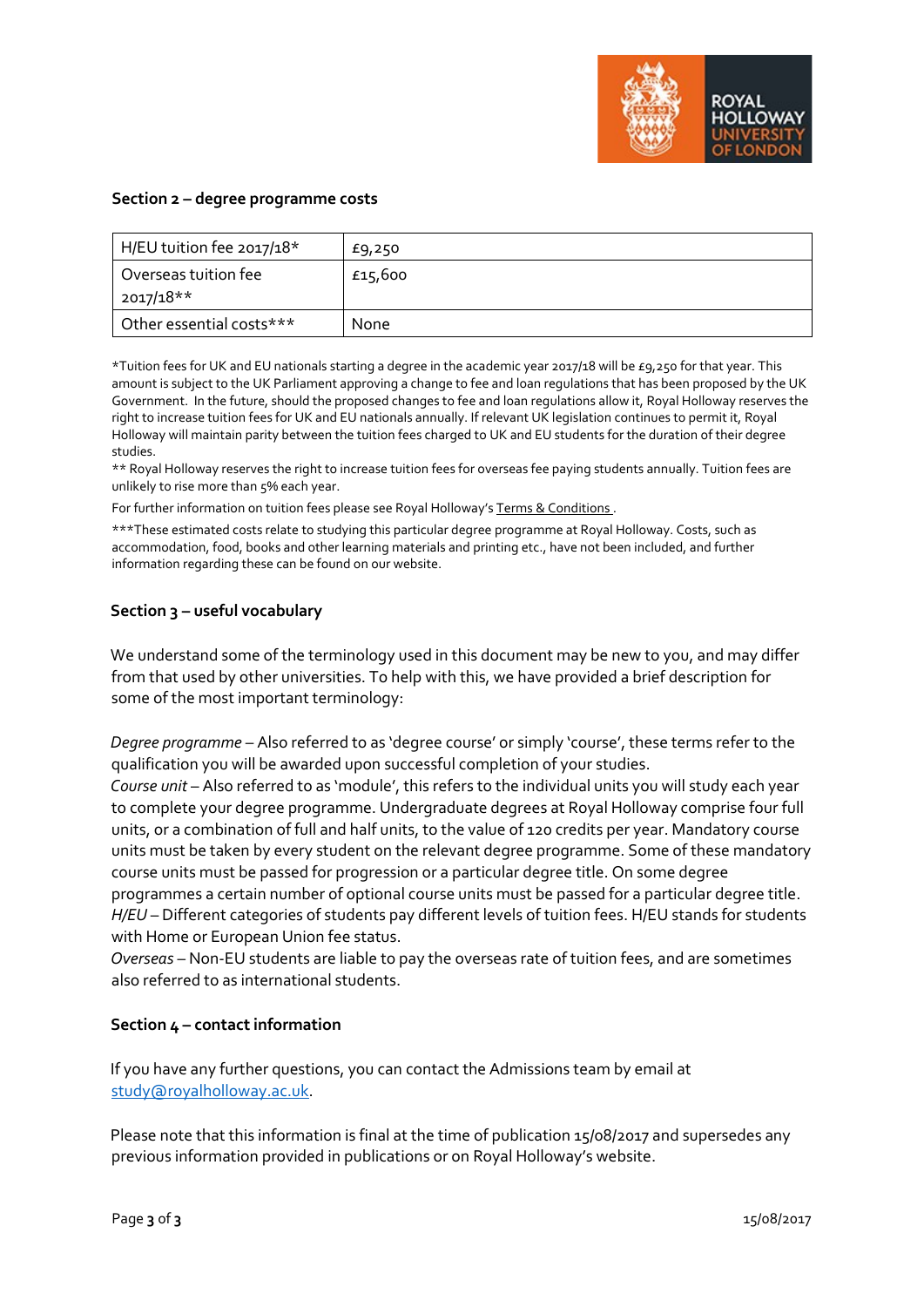## Section 2 – degree programme costs

| | |
|---|---|
| H/EU tuition fee 2017/18* | £9,250 |
| Overseas tuition fee 2017/18** | £15,600 |
| Other essential costs*** | None |

*Tuition fees for UK and EU nationals starting a degree in the academic year 2017/18 will be £9,250 for that year. This amount is subject to the UK Parliament approving a change to fee and loan regulations that has been proposed by the UK Government. In the future, should the proposed changes to fee and loan regulations allow it, Royal Holloway reserves the right to increase tuition fees for UK and EU nationals annually. If relevant UK legislation continues to permit it, Royal Holloway will maintain parity between the tuition fees charged to UK and EU students for the duration of their degree studies.

** Royal Holloway reserves the right to increase tuition fees for overseas fee paying students annually. Tuition fees are unlikely to rise more than 5% each year.

For further information on tuition fees please see Royal Holloway's Terms & Conditions .

***These estimated costs relate to studying this particular degree programme at Royal Holloway. Costs, such as accommodation, food, books and other learning materials and printing etc., have not been included, and further information regarding these can be found on our website.

## Section 3 – useful vocabulary

We understand some of the terminology used in this document may be new to you, and may differ from that used by other universities. To help with this, we have provided a brief description for some of the most important terminology:

*Degree programme* – Also referred to as 'degree course' or simply 'course', these terms refer to the qualification you will be awarded upon successful completion of your studies.
*Course unit* – Also referred to as 'module', this refers to the individual units you will study each year to complete your degree programme. Undergraduate degrees at Royal Holloway comprise four full units, or a combination of full and half units, to the value of 120 credits per year. Mandatory course units must be taken by every student on the relevant degree programme. Some of these mandatory course units must be passed for progression or a particular degree title. On some degree programmes a certain number of optional course units must be passed for a particular degree title.
*H/EU* – Different categories of students pay different levels of tuition fees. H/EU stands for students with Home or European Union fee status.
*Overseas* – Non-EU students are liable to pay the overseas rate of tuition fees, and are sometimes also referred to as international students.

## Section 4 – contact information

If you have any further questions, you can contact the Admissions team by email at study@royalholloway.ac.uk.

Please note that this information is final at the time of publication 15/08/2017 and supersedes any previous information provided in publications or on Royal Holloway's website.